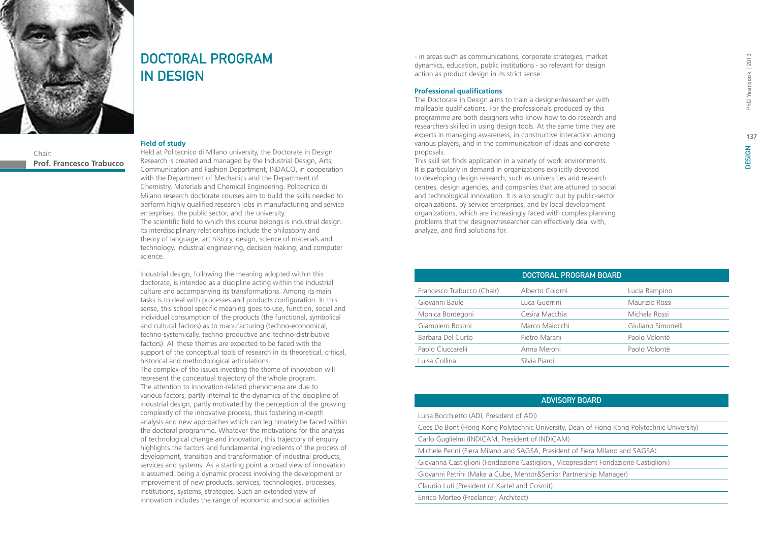# DOCTORAL PROGRAM IN DESIGN

Chair:
**Prof. Francesco Trabucco**

### Field of study

Held at Politecnico di Milano university, the Doctorate in Design Research is created and managed by the Industrial Design, Arts, Communication and Fashion Department, INDACO, in cooperation with the Department of Mechanics and the Department of Chemistry, Materials and Chemical Engineering. Politecnico di Milano research doctorate courses aim to build the skills needed to perform highly qualified research jobs in manufacturing and service enterprises, the public sector, and the university.
The scientific field to which this course belongs is industrial design. Its interdisciplinary relationships include the philosophy and theory of language, art history, design, science of materials and technology, industrial engineering, decision making, and computer science.

Industrial design, following the meaning adopted within this doctorate, is intended as a discipline acting within the industrial culture and accompanying its transformations. Among its main tasks is to deal with processes and products configuration. In this sense, this school specific meaning goes to use, function, social and individual consumption of the products (the functional, symbolical and cultural factors) as to manufacturing (techno-economical, techno-systemically, techno-productive and techno-distributive factors). All these themes are expected to be faced with the support of the conceptual tools of research in its theoretical, critical, historical and methodological articulations.
The complex of the issues investing the theme of innovation will represent the conceptual trajectory of the whole program.
The attention to innovation-related phenomena are due to various factors, partly internal to the dynamics of the discipline of industrial design, partly motivated by the perception of the growing complexity of the innovative process, thus fostering in-depth analysis and new approaches which can legitimately be faced within the doctoral programme. Whatever the motivations for the analysis of technological change and innovation, this trajectory of enquiry highlights the factors and fundamental ingredients of the process of development, transition and transformation of industrial products, services and systems. As a starting point a broad view of innovation is assumed, being a dynamic process involving the development or improvement of new products, services, technologies, processes, institutions, systems, strategies. Such an extended view of innovation includes the range of economic and social activities - in areas such as communications, corporate strategies, market dynamics, education, public institutions - so relevant for design action as product design in its strict sense.

### Professional qualifications

The Doctorate in Design aims to train a designer/researcher with malleable qualifications. For the professionals produced by this programme are both designers who know how to do research and researchers skilled in using design tools. At the same time they are experts in managing awareness, in constructive interaction among various players, and in the communication of ideas and concrete proposals.
This skill set finds application in a variety of work environments. It is particularly in demand in organizations explicitly devoted to developing design research, such as universities and research centres, design agencies, and companies that are attuned to social and technological innovation. It is also sought out by public-sector organizations, by service enterprises, and by local development organizations, which are increasingly faced with complex planning problems that the designer/researcher can effectively deal with, analyze, and find solutions for.

| DOCTORAL PROGRAM BOARD | | |
|---|---|---|
| Francesco Trabucco (Chair) | Alberto Colorni | Lucia Rampino |
| Giovanni Baule | Luca Guerrini | Maurizio Rossi |
| Monica Bordegoni | Cesira Macchia | Michela Rossi |
| Giampiero Bosoni | Marco Maiocchi | Giuliano Simonelli |
| Barbara Del Curto | Pietro Marani | Paolo Volonté |
| Paolo Ciuccarelli | Anna Meroni | Paolo Volontè |
| Luisa Collina | Silvia Piardi | |

| ADVISORY BOARD |
|---|
| Luisa Bocchietto (ADI, President of ADI) |
| Cees De Bont (Hong Kong Polytechnic University, Dean of Hong Kong Polytechnic University) |
| Carlo Guglielmi (INDICAM, President of INDICAM) |
| Michele Perini (Fiera Milano and SAGSA, President of Fiera Milano and SAGSA) |
| Giovanna Castiglioni (Fondazione Castiglioni, Vicepresident Fondazione Castiglioni) |
| Giovanni Petrini (Make a Cube, Mentor&Senior Partnership Manager) |
| Claudio Luti (President of Kartel and Cosmit) |
| Enrico Morteo (Freelancer, Architect) |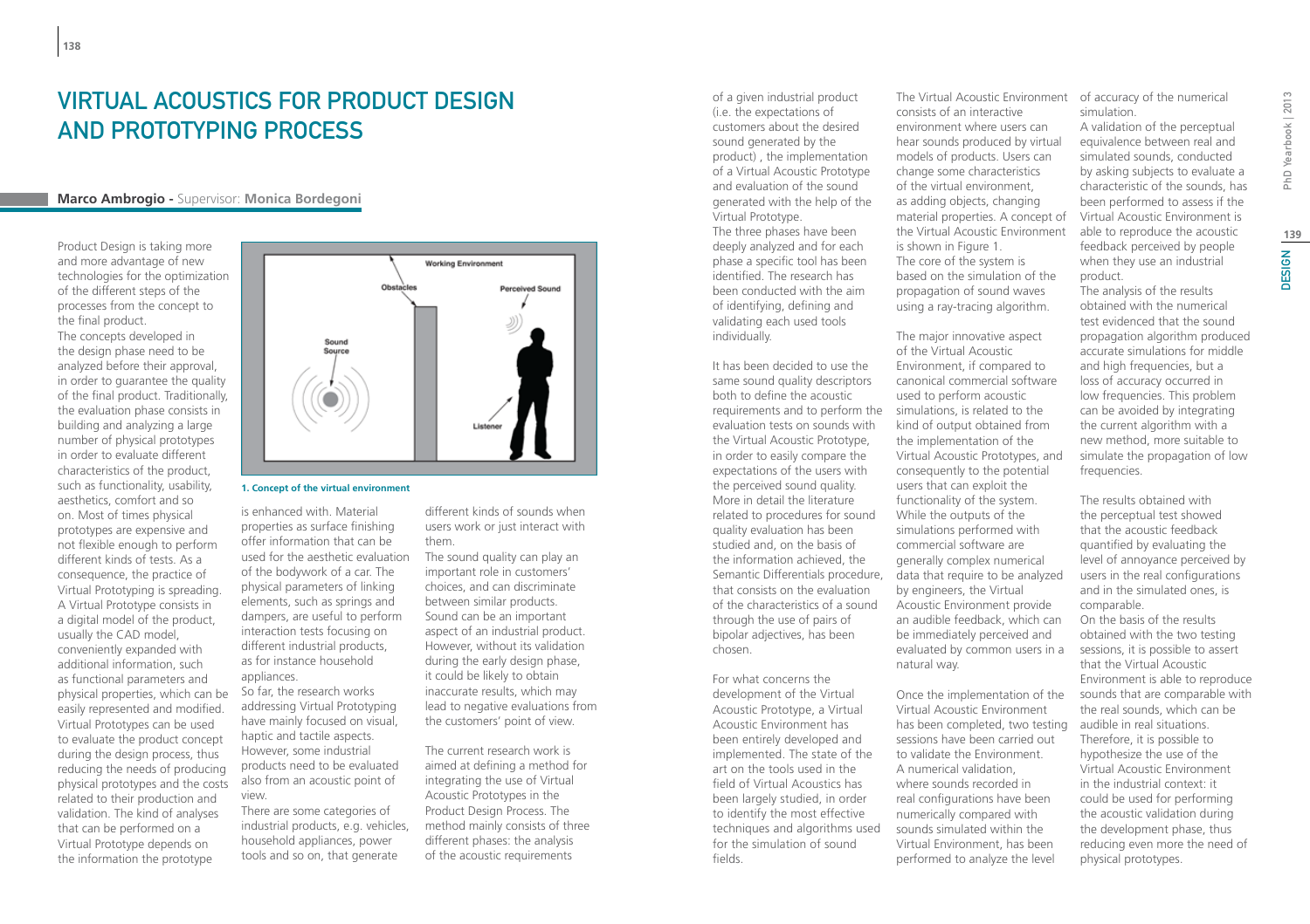# VIRTUAL ACOUSTICS FOR PRODUCT DESIGN AND PROTOTYPING PROCESS

**Marco Ambrogio** - Supervisor: **Monica Bordegoni**

Product Design is taking more and more advantage of new technologies for the optimization of the different steps of the processes from the concept to the final product.
The concepts developed in the design phase need to be analyzed before their approval, in order to guarantee the quality of the final product. Traditionally, the evaluation phase consists in building and analyzing a large number of physical prototypes in order to evaluate different characteristics of the product, such as functionality, usability, aesthetics, comfort and so on. Most of times physical prototypes are expensive and not flexible enough to perform different kinds of tests. As a consequence, the practice of Virtual Prototyping is spreading. A Virtual Prototype consists in a digital model of the product, usually the CAD model, conveniently expanded with additional information, such as functional parameters and physical properties, which can be easily represented and modified. Virtual Prototypes can be used to evaluate the product concept during the design process, thus reducing the needs of producing physical prototypes and the costs related to their production and validation. The kind of analyses that can be performed on a Virtual Prototype depends on the information the prototype is enhanced with. Material properties as surface finishing offer information that can be used for the aesthetic evaluation of the bodywork of a car. The physical parameters of linking elements, such as springs and dampers, are useful to perform interaction tests focusing on different industrial products, as for instance household appliances.
So far, the research works addressing Virtual Prototyping have mainly focused on visual, haptic and tactile aspects. However, some industrial products need to be evaluated also from an acoustic point of view.
There are some categories of industrial products, e.g. vehicles, household appliances, power tools and so on, that generate different kinds of sounds when users work or just interact with them.
The sound quality can play an important role in customers' choices, and can discriminate between similar products. Sound can be an important aspect of an industrial product. However, without its validation during the early design phase, it could be likely to obtain inaccurate results, which may lead to negative evaluations from the customers' point of view.

The current research work is aimed at defining a method for integrating the use of Virtual Acoustic Prototypes in the Product Design Process. The method mainly consists of three different phases: the analysis of the acoustic requirements of a given industrial product (i.e. the expectations of customers about the desired sound generated by the product) , the implementation of a Virtual Acoustic Prototype and evaluation of the sound generated with the help of the Virtual Prototype.
The three phases have been deeply analyzed and for each phase a specific tool has been identified. The research has been conducted with the aim of identifying, defining and validating each used tools individually.

It has been decided to use the same sound quality descriptors both to define the acoustic requirements and to perform the evaluation tests on sounds with the Virtual Acoustic Prototype, in order to easily compare the expectations of the users with the perceived sound quality. More in detail the literature related to procedures for sound quality evaluation has been studied and, on the basis of the information achieved, the Semantic Differentials procedure, that consists on the evaluation of the characteristics of a sound through the use of pairs of bipolar adjectives, has been chosen.

For what concerns the development of the Virtual Acoustic Prototype, a Virtual Acoustic Environment has been entirely developed and implemented. The state of the art on the tools used in the field of Virtual Acoustics has been largely studied, in order to identify the most effective techniques and algorithms used for the simulation of sound fields.

The Virtual Acoustic Environment consists of an interactive environment where users can hear sounds produced by virtual models of products. Users can change some characteristics of the virtual environment, as adding objects, changing material properties. A concept of the Virtual Acoustic Environment is shown in Figure 1.
The core of the system is based on the simulation of the propagation of sound waves using a ray-tracing algorithm.

1. Concept of the virtual environment

The major innovative aspect of the Virtual Acoustic Environment, if compared to canonical commercial software used to perform acoustic simulations, is related to the kind of output obtained from the implementation of the Virtual Acoustic Prototypes, and consequently to the potential users that can exploit the functionality of the system. While the outputs of the simulations performed with commercial software are generally complex numerical data that require to be analyzed by engineers, the Virtual Acoustic Environment provide an audible feedback, which can be immediately perceived and evaluated by common users in a natural way.

Once the implementation of the Virtual Acoustic Environment has been completed, two testing sessions have been carried out to validate the Environment. A numerical validation, where sounds recorded in real configurations have been numerically compared with sounds simulated within the Virtual Environment, has been performed to analyze the level of accuracy of the numerical simulation.
A validation of the perceptual equivalence between real and simulated sounds, conducted by asking subjects to evaluate a characteristic of the sounds, has been performed to assess if the Virtual Acoustic Environment is able to reproduce the acoustic feedback perceived by people when they use an industrial product.
The analysis of the results obtained with the numerical test evidenced that the sound propagation algorithm produced accurate simulations for middle and high frequencies, but a loss of accuracy occurred in low frequencies. This problem can be avoided by integrating the current algorithm with a new method, more suitable to simulate the propagation of low frequencies.

The results obtained with the perceptual test showed that the acoustic feedback quantified by evaluating the level of annoyance perceived by users in the real configurations and in the simulated ones, is comparable.
On the basis of the results obtained with the two testing sessions, it is possible to assert that the Virtual Acoustic Environment is able to reproduce sounds that are comparable with the real sounds, which can be audible in real situations. Therefore, it is possible to hypothesize the use of the Virtual Acoustic Environment in the industrial context: it could be used for performing the acoustic validation during the development phase, thus reducing even more the need of physical prototypes.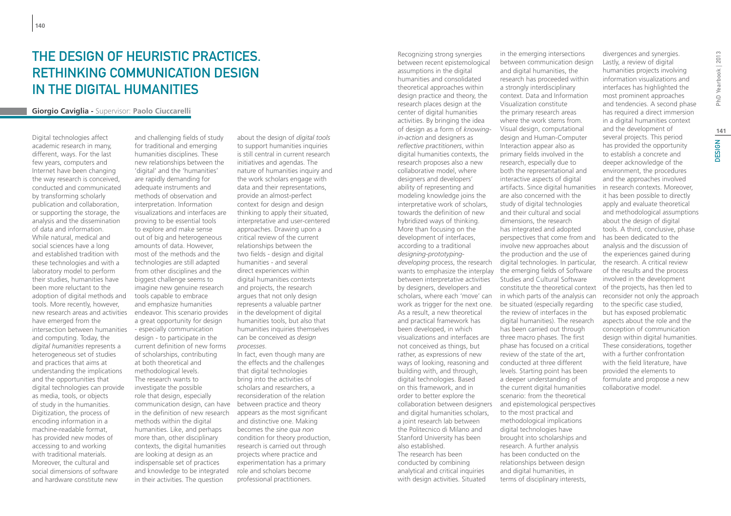# The Design of Heuristic Practices. Rethinking Communication Design in the Digital Humanities

**Giorgio Caviglia** - Supervisor: **Paolo Ciuccarelli**

Digital technologies affect academic research in many, different, ways. For the last few years, computers and Internet have been changing the way research is conceived, conducted and communicated by transforming scholarly publication and collaboration, or supporting the storage, the analysis and the dissemination of data and information. While natural, medical and social sciences have a long and established tradition with these technologies and with a laboratory model to perform their studies, humanities have been more reluctant to the adoption of digital methods and tools. More recently, however, new research areas and activities have emerged from the intersection between humanities and computing. Today, the *digital humanities* represents a heterogeneous set of studies and practices that aims at understanding the implications and the opportunities that digital technologies can provide as media, tools, or objects of study in the humanities. Digitization, the process of encoding information in a machine-readable format, has provided new modes of accessing to and working with traditional materials. Moreover, the cultural and social dimensions of software and hardware constitute new and challenging fields of study for traditional and emerging humanities disciplines. These new relationships between the 'digital' and the 'humanities' are rapidly demanding for adequate instruments and methods of observation and interpretation. Information visualizations and interfaces are proving to be essential tools to explore and make sense out of big and heterogeneous amounts of data. However, most of the methods and the technologies are still adapted from other disciplines and the biggest challenge seems to imagine new genuine research tools capable to embrace and emphasize humanities endeavor. This scenario provides a great opportunity for design - especially communication design - to participate in the current definition of new forms of scholarships, contributing at both theoretical and methodological levels.

The research wants to investigate the possible role that design, especially communication design, can have in the definition of new research methods within the digital humanities. Like, and perhaps more than, other disciplinary contexts, the digital humanities are looking at design as an indispensable set of practices and knowledge to be integrated in their activities. The question about the design of *digital tools* to support humanities inquiries is still central in current research initiatives and agendas. The nature of humanities inquiry and the work scholars engage with data and their representations, provide an almost-perfect context for design and design thinking to apply their situated, interpretative and user-centered approaches. Drawing upon a critical review of the current relationships between the two fields - design and digital humanities - and several direct experiences within digital humanities contexts and projects, the research argues that not only design represents a valuable partner in the development of digital humanities tools, but also that humanities inquiries themselves can be conceived as *design processes*.

In fact, even though many are the effects and the challenges that digital technologies bring into the activities of scholars and researchers, a reconsideration of the relation between practice and theory appears as the most significant and distinctive one. Making becomes the *sine qua non* condition for theory production, research is carried out through projects where practice and experimentation has a primary role and scholars become professional practitioners.

Recognizing strong synergies between recent epistemological assumptions in the digital humanities and consolidated theoretical approaches within design practice and theory, the research places design at the center of digital humanities activities. By bringing the idea of design as a form of *knowing-in-action* and designers as *reflective practitioners*, within digital humanities contexts, the research proposes also a new collaborative model, where designers and developers' ability of representing and modeling knowledge joins the interpretative work of scholars, towards the definition of new hybridized ways of thinking. More than focusing on the development of interfaces, according to a traditional *designing-prototyping-developing* process, the research wants to emphasize the interplay between interpretative activities by designers, developers and scholars, where each 'move' can work as trigger for the next one. As a result, a new theoretical and practical framework has been developed, in which visualizations and interfaces are not conceived as things, but rather, as expressions of new ways of looking, reasoning and building with, and through, digital technologies. Based on this framework, and in order to better explore the collaboration between designers and digital humanities scholars, a joint research lab between the Politecnico di Milano and Stanford University has been also established.

The research has been conducted by combining analytical and critical inquiries with design activities. Situated in the emerging intersections between communication design and digital humanities, the research has proceeded within a strongly interdisciplinary context. Data and Information Visualization constitute the primary research areas where the work stems from. Visual design, computational design and Human-Computer Interaction appear also as primary fields involved in the research, especially due to both the representational and interactive aspects of digital artifacts. Since digital humanities are also concerned with the study of digital technologies and their cultural and social dimensions, the research has integrated and adopted perspectives that come from and involve new approaches about the production and the use of digital technologies. In particular, the emerging fields of Software Studies and Cultural Software constitute the theoretical context in which parts of the analysis can be situated (especially regarding the review of interfaces in the digital humanities). The research has been carried out through three macro phases. The first phase has focused on a critical review of the state of the art, conducted at three different levels. Starting point has been a deeper understanding of the current digital humanities scenario: from the theoretical and epistemological perspectives to the most practical and methodological implications digital technologies have brought into scholarships and research. A further analysis has been conducted on the relationships between design and digital humanities, in terms of disciplinary interests, divergences and synergies. Lastly, a review of digital humanities projects involving information visualizations and interfaces has highlighted the most prominent approaches and tendencies. A second phase has required a direct immersion in a digital humanities context and the development of several projects. This period has provided the opportunity to establish a concrete and deeper acknowledge of the environment, the procedures and the approaches involved in research contexts. Moreover, it has been possible to directly apply and evaluate theoretical and methodological assumptions about the design of digital tools. A third, conclusive, phase has been dedicated to the analysis and the discussion of the experiences gained during the research. A critical review of the results and the process involved in the development of the projects, has then led to reconsider not only the approach to the specific case studied, but has exposed problematic aspects about the role and the conception of communication design within digital humanities. These considerations, together with a further confrontation with the field literature, have provided the elements to formulate and propose a new collaborative model.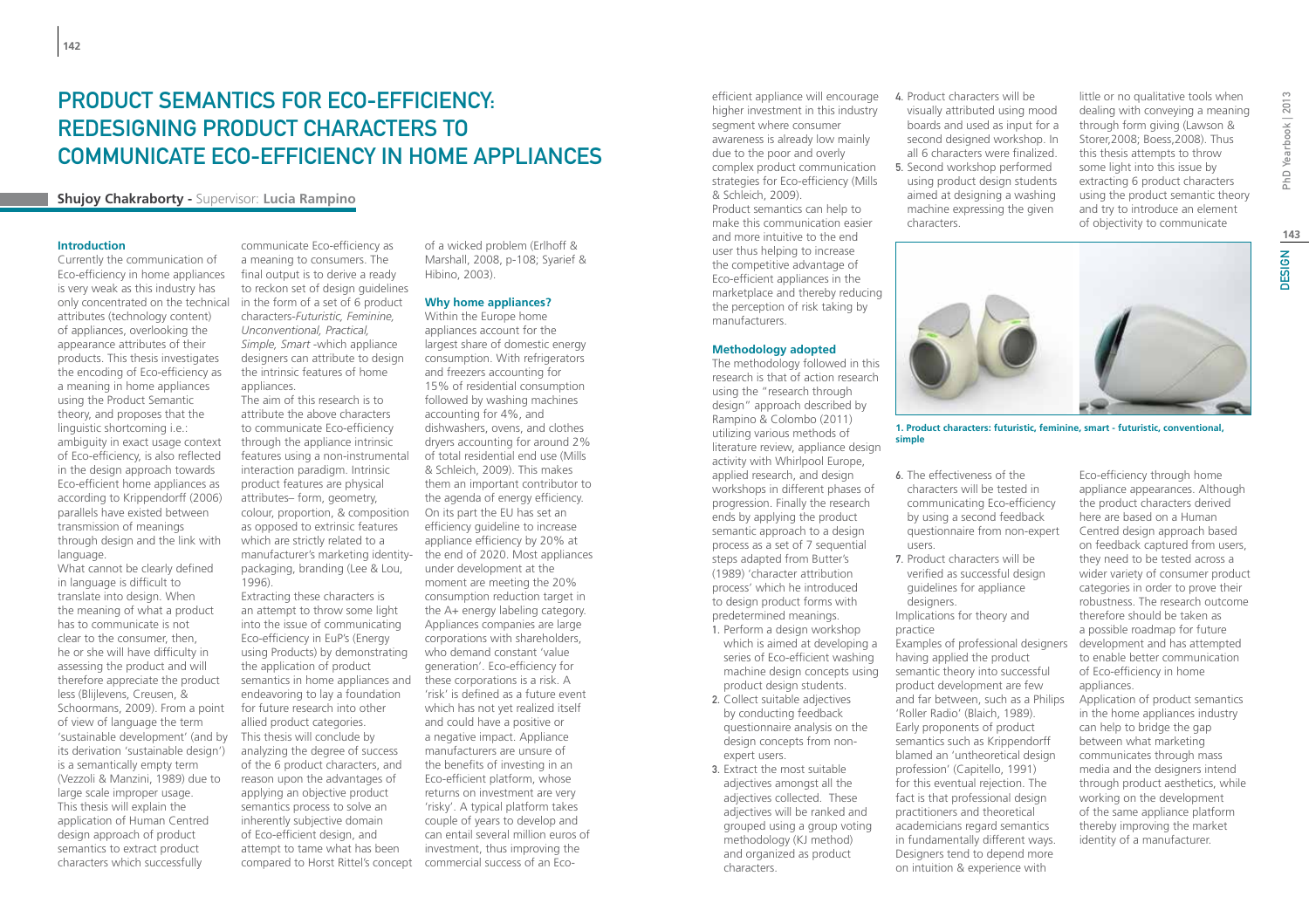# Product Semantics for Eco-Efficiency: Redesigning Product Characters to Communicate Eco-Efficiency in Home Appliances

**Shujoy Chakraborty** - Supervisor: **Lucia Rampino**

### Introduction

Currently the communication of Eco-efficiency in home appliances is very weak as this industry has only concentrated on the technical attributes (technology content) of appliances, overlooking the appearance attributes of their products. This thesis investigates the encoding of Eco-efficiency as a meaning in home appliances using the Product Semantic theory, and proposes that the linguistic shortcoming i.e.: ambiguity in exact usage context of Eco-efficiency, is also reflected in the design approach towards Eco-efficient home appliances as according to Krippendorff (2006) parallels have existed between transmission of meanings through design and the link with language.

What cannot be clearly defined in language is difficult to translate into design. When the meaning of what a product has to communicate is not clear to the consumer, then, he or she will have difficulty in assessing the product and will therefore appreciate the product less (Blijlevens, Creusen, & Schoormans, 2009). From a point of view of language the term 'sustainable development' (and by its derivation 'sustainable design') is a semantically empty term (Vezzoli & Manzini, 1989) due to large scale improper usage. This thesis will explain the application of Human Centred design approach of product semantics to extract product characters which successfully communicate Eco-efficiency as a meaning to consumers. The final output is to derive a ready to reckon set of design guidelines in the form of a set of 6 product characters-*Futuristic, Feminine, Unconventional, Practical, Simple, Smart* -which appliance designers can attribute to design the intrinsic features of home appliances.

The aim of this research is to attribute the above characters to communicate Eco-efficiency through the appliance intrinsic features using a non-instrumental interaction paradigm. Intrinsic product features are physical attributes– form, geometry, colour, proportion, & composition as opposed to extrinsic features which are strictly related to a manufacturer's marketing identity-packaging, branding (Lee & Lou, 1996).

Extracting these characters is an attempt to throw some light into the issue of communicating Eco-efficiency in EuP's (Energy using Products) by demonstrating the application of product semantics in home appliances and endeavoring to lay a foundation for future research into other allied product categories.

This thesis will conclude by analyzing the degree of success of the 6 product characters, and reason upon the advantages of applying an objective product semantics process to solve an inherently subjective domain of Eco-efficient design, and attempt to tame what has been compared to Horst Rittel's concept of a wicked problem (Erlhoff & Marshall, 2008, p-108; Syarief & Hibino, 2003).

### Why home appliances?

Within the Europe home appliances account for the largest share of domestic energy consumption. With refrigerators and freezers accounting for 15% of residential consumption followed by washing machines accounting for 4%, and dishwashers, ovens, and clothes dryers accounting for around 2% of total residential end use (Mills & Schleich, 2009). This makes them an important contributor to the agenda of energy efficiency. On its part the EU has set an efficiency guideline to increase appliance efficiency by 20% at the end of 2020. Most appliances under development at the moment are meeting the 20% consumption reduction target in the A+ energy labeling category. Appliances companies are large corporations with shareholders, who demand constant 'value generation'. Eco-efficiency for these corporations is a risk. A 'risk' is defined as a future event which has not yet realized itself and could have a positive or a negative impact. Appliance manufacturers are unsure of the benefits of investing in an Eco-efficient platform, whose returns on investment are very 'risky'. A typical platform takes couple of years to develop and can entail several million euros of investment, thus improving the commercial success of an Eco-efficient appliance will encourage higher investment in this industry segment where consumer awareness is already low mainly due to the poor and overly complex product communication strategies for Eco-efficiency (Mills & Schleich, 2009).

Product semantics can help to make this communication easier and more intuitive to the end user thus helping to increase the competitive advantage of Eco-efficient appliances in the marketplace and thereby reducing the perception of risk taking by manufacturers.

### Methodology adopted

The methodology followed in this research is that of action research using the "research through design" approach described by Rampino & Colombo (2011) utilizing various methods of literature review, appliance design activity with Whirlpool Europe, applied research, and design workshops in different phases of progression. Finally the research ends by applying the product semantic approach to a design process as a set of 7 sequential steps adapted from Butter's (1989) 'character attribution process' which he introduced to design product forms with predetermined meanings.

1. Perform a design workshop which is aimed at developing a series of Eco-efficient washing machine design concepts using product design students.
2. Collect suitable adjectives by conducting feedback questionnaire analysis on the design concepts from non-expert users.
3. Extract the most suitable adjectives amongst all the adjectives collected. These adjectives will be ranked and grouped using a group voting methodology (KJ method) and organized as product characters.
4. Product characters will be visually attributed using mood boards and used as input for a second designed workshop. In all 6 characters were finalized.
5. Second workshop performed using product design students aimed at designing a washing machine expressing the given characters.
6. The effectiveness of the characters will be tested in communicating Eco-efficiency by using a second feedback questionnaire from non-expert users.
7. Product characters will be verified as successful design guidelines for appliance designers.

Implications for theory and practice

Examples of professional designers having applied the product semantic theory into successful product development are few and far between, such as a Philips 'Roller Radio' (Blaich, 1989). Early proponents of product semantics such as Krippendorff blamed an 'untheoretical design profession' (Capitello, 1991) for this eventual rejection. The fact is that professional design practitioners and theoretical academicians regard semantics in fundamentally different ways. Designers tend to depend more on intuition & experience with little or no qualitative tools when dealing with conveying a meaning through form giving (Lawson & Storer,2008; Boess,2008). Thus this thesis attempts to throw some light into this issue by extracting 6 product characters using the product semantic theory and try to introduce an element of objectivity to communicate Eco-efficiency through home appliance appearances. Although the product characters derived here are based on a Human Centred design approach based on feedback captured from users, they need to be tested across a wider variety of consumer product categories in order to prove their robustness. The research outcome therefore should be taken as a possible roadmap for future development and has attempted to enable better communication of Eco-efficiency in home appliances.

Application of product semantics in the home appliances industry can help to bridge the gap between what marketing communicates through mass media and the designers intend through product aesthetics, while working on the development of the same appliance platform thereby improving the market identity of a manufacturer.

**1. Product characters: futuristic, feminine, smart - futuristic, conventional, simple**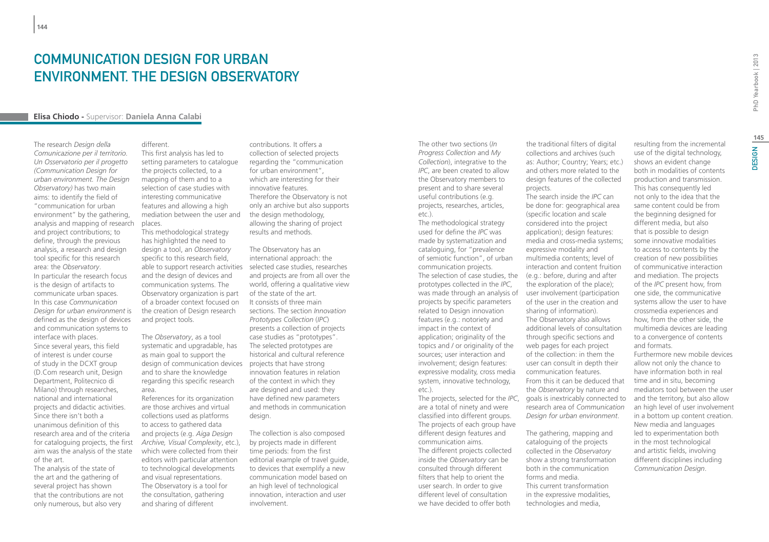# Communication Design for Urban Environment. The Design Observatory

**Elisa Chiodo** - Supervisor: **Daniela Anna Calabi**

The research *Design della Comunicazione per il territorio. Un Osservatorio per il progetto (Communication Design for urban environment. The Design Observatory)* has two main aims: to identify the field of "communication for urban environment" by the gathering, analysis and mapping of research and project contributions; to define, through the previous analysis, a research and design tool specific for this research area: the *Observatory*.

In particular the research focus is the design of artifacts to communicate urban spaces. In this case *Communication Design for urban environment* is defined as the design of devices and communication systems to interface with places.

Since several years, this field of interest is under course of study in the DCXT group (D.Com research unit, Design Department, Politecnico di Milano) through researches, national and international projects and didactic activities. Since there isn't both a unanimous definition of this research area and of the criteria for cataloguing projects, the first aim was the analysis of the state of the art.

The analysis of the state of the art and the gathering of several project has shown that the contributions are not only numerous, but also very different.

This first analysis has led to setting parameters to catalogue the projects collected, to a mapping of them and to a selection of case studies with interesting communicative features and allowing a high mediation between the user and places.

This methodological strategy has highlighted the need to design a tool, an *Observatory* specific to this research field, able to support research activities and the design of devices and communication systems. The Observatory organization is part of a broader context focused on the creation of Design research and project tools.

The *Observatory*, as a tool systematic and upgradable, has as main goal to support the design of communication devices and to share the knowledge regarding this specific research area.

References for its organization are those archives and virtual collections used as platforms to access to gathered data and projects (e.g. *Aiga Design Archive, Visual Complexity*, etc.), which were collected from their editors with particular attention to technological developments and visual representations.

The Observatory is a tool for the consultation, gathering and sharing of different contributions. It offers a collection of selected projects regarding the "communication for urban environment", which are interesting for their innovative features.

Therefore the Observatory is not only an archive but also supports the design methodology, allowing the sharing of project results and methods.

The Observatory has an international approach: the selected case studies, researches and projects are from all over the world, offering a qualitative view of the state of the art.

It consists of three main sections. The section *Innovation Prototypes Collection* (*IPC*) presents a collection of projects case studies as "prototypes". The selected prototypes are historical and cultural reference projects that have strong innovation features in relation of the context in which they are designed and used: they have defined new parameters and methods in communication design.

The collection is also composed by projects made in different time periods: from the first editorial example of travel guide, to devices that exemplify a new communication model based on an high level of technological innovation, interaction and user involvement.

The other two sections (*In Progress Collection* and *My Collection*), integrative to the *IPC*, are been created to allow the Observatory members to present and to share several useful contributions (e.g. projects, researches, articles, etc.).

The methodological strategy used for define the *IPC* was made by systematization and cataloguing, for "prevalence of semiotic function", of urban communication projects.

The selection of case studies, the prototypes collected in the *IPC*, was made through an analysis of projects by specific parameters related to Design innovation features (e.g.: notoriety and impact in the context of application; originality of the topics and / or originality of the sources; user interaction and involvement; design features: expressive modality, cross media system, innovative technology, etc.).

The projects, selected for the *IPC*, are a total of ninety and were classified into different groups. The projects of each group have different design features and communication aims.

The different projects collected inside the *Observatory* can be consulted through different filters that help to orient the user search. In order to give different level of consultation we have decided to offer both the traditional filters of digital collections and archives (such as: Author; Country; Years; etc.) and others more related to the design features of the collected projects.

The search inside the *IPC* can be done for: geographical area (specific location and scale considered into the project application); design features: media and cross-media systems; expressive modality and multimedia contents; level of interaction and content fruition (e.g.: before, during and after the exploration of the place); user involvement (participation of the user in the creation and sharing of information).

The Observatory also allows additional levels of consultation through specific sections and web pages for each project of the collection: in them the user can consult in depth their communication features.

From this it can be deduced that the *Observatory* by nature and goals is inextricably connected to research area of *Communication Design for urban environment*.

The gathering, mapping and cataloguing of the projects collected in the *Observatory* show a strong transformation both in the communication forms and media.

This current transformation in the expressive modalities, technologies and media, resulting from the incremental use of the digital technology, shows an evident change both in modalities of contents production and transmission.

This has consequently led not only to the idea that the same content could be from the beginning designed for different media, but also that is possible to design some innovative modalities to access to contents by the creation of new possibilities of communicative interaction and mediation. The projects of the *IPC* present how, from one side, the communicative systems allow the user to have crossmedia experiences and how, from the other side, the multimedia devices are leading to a convergence of contents and formats.

Furthermore new mobile devices allow not only the chance to have information both in real time and in situ, becoming mediators tool between the user and the territory, but also allow an high level of user involvement in a bottom up content creation.

New media and languages led to experimentation both in the most technological and artistic fields, involving different disciplines including *Communication Design*.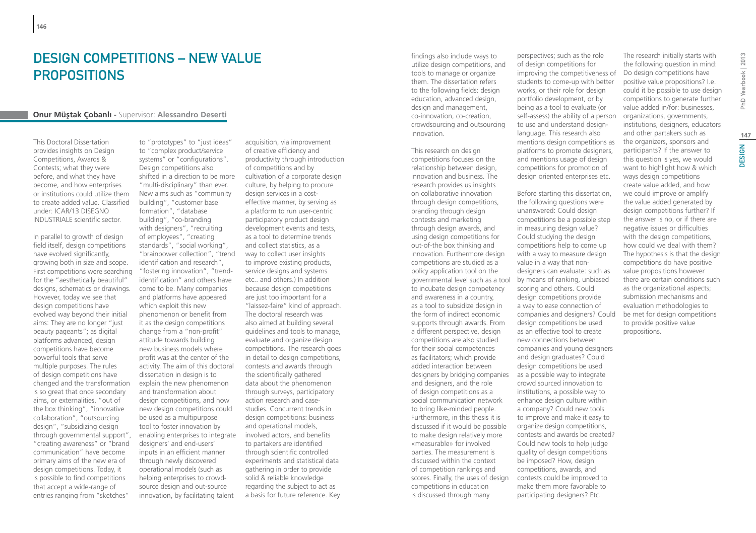# Design Competitions – New Value Propositions

**Onur Müştak Çobanlı** - Supervisor: **Alessandro Deserti**

This Doctoral Dissertation provides insights on Design Competitions, Awards & Contests; what they were before, and what they have become, and how enterprises or institutions could utilize them to create added value. Classified under: ICAR/13 DISEGNO INDUSTRIALE scientific sector.

In parallel to growth of design field itself, design competitions have evolved significantly, growing both in size and scope. First competitions were searching for the "aesthetically beautiful" designs, schematics or drawings. However, today we see that design competitions have evolved way beyond their initial aims: They are no longer "just beauty pageants"; as digital platforms advanced, design competitions have become powerful tools that serve multiple purposes. The rules of design competitions have changed and the transformation is so great that once secondary aims, or externalities, "out of the box thinking", "innovative collaboration", "outsourcing design", "subsidizing design through governmental support", "creating awareness" or "brand communication" have become primary aims of the new era of design competitions. Today, it is possible to find competitions that accept a wide-range of entries ranging from "sketches" to "prototypes" to "just ideas" to "complex product/service systems" or "configurations". Design competitions also shifted in a direction to be more "multi-disciplinary" than ever. New aims such as "community building", "customer base formation", "database building", "co-branding with designers", "recruiting of employees", "creating standards", "social working", "brainpower collection", "trend identification and research", "fostering innovation", "trend-identification" and others have come to be. Many companies and platforms have appeared which exploit this new phenomenon or benefit from it as the design competitions change from a "non-profit" attitude towards building new business models where profit was at the center of the activity. The aim of this doctoral dissertation in design is to explain the new phenomenon and transformation about design competitions, and how new design competitions could be used as a multipurpose tool to foster innovation by enabling enterprises to integrate designers' and end-users' inputs in an efficient manner through newly discovered operational models (such as helping enterprises to crowd-source design and out-source innovation, by facilitating talent acquisition, via improvement of creative efficiency and productivity through introduction of competitions and by cultivation of a corporate design culture, by helping to procure design services in a cost-effective manner, by serving as a platform to run user-centric participatory product design development events and tests, as a tool to determine trends and collect statistics, as a way to collect user insights to improve existing products, service designs and systems etc.. and others.) In addition because design competitions are just too important for a "laissez-faire" kind of approach. The doctoral research was also aimed at building several guidelines and tools to manage, evaluate and organize design competitions. The research goes in detail to design competitions, contests and awards through the scientifically gathered data about the phenomenon through surveys, participatory action research and case-studies. Concurrent trends in design competitions: business and operational models, involved actors, and benefits to partakers are identified through scientific controlled experiments and statistical data gathering in order to provide solid & reliable knowledge regarding the subject to act as a basis for future reference. Key findings also include ways to utilize design competitions, and tools to manage or organize them. The dissertation refers to the following fields: design education, advanced design, design and management, co-innovation, co-creation, crowdsourcing and outsourcing innovation.

This research on design competitions focuses on the relationship between design, innovation and business. The research provides us insights on collaborative innovation through design competitions, branding through design contests and marketing through design awards, and using design competitions for out-of-the box thinking and innovation. Furthermore design competitions are studied as a policy application tool on the governmental level such as a tool to incubate design competency and awareness in a country, as a tool to subsidize design in the form of indirect economic supports through awards. From a different perspective, design competitions are also studied for their social competences as facilitators; which provide added interaction between designers by bridging companies and designers, and the role of design competitions as a social communication network to bring like-minded people. Furthermore, in this thesis it is discussed if it would be possible to make design relatively more «measurable» for involved parties. The measurement is discussed within the context of competition rankings and scores. Finally, the uses of design competitions in education is discussed through many perspectives; such as the role of design competitions for improving the competitiveness of students to come-up with better works, or their role for design portfolio development, or by being as a tool to evaluate (or self-assess) the ability of a person to use and understand design-language. This research also mentions design competitions as platforms to promote designers, and mentions usage of design competitions for promotion of design oriented enterprises etc.

Before starting this dissertation, the following questions were unanswered: Could design competitions be a possible step in measuring design value? Could studying the design competitions help to come up with a way to measure design value in a way that non-designers can evaluate: such as by means of ranking, unbiased scoring and others. Could design competitions provide a way to ease connection of companies and designers? Could design competitions be used as an effective tool to create new connections between companies and young designers and design graduates? Could design competitions be used as a possible way to integrate crowd sourced innovation to institutions, a possible way to enhance design culture within a company? Could new tools to improve and make it easy to organize design competitions, contests and awards be created? Could new tools to help judge quality of design competitions be imposed? How, design competitions, awards, and contests could be improved to make them more favorable to participating designers? Etc.

The research initially starts with the following question in mind: Do design competitions have positive value propositions? I.e. could it be possible to use design competitions to generate further value added in/for: businesses, organizations, governments, institutions, designers, educators and other partakers such as the organizers, sponsors and participants? If the answer to this question is yes, we would want to highlight how & which ways design competitions create value added, and how we could improve or amplify the value added generated by design competitions further? If the answer is no, or if there are negative issues or difficulties with the design competitions, how could we deal with them? The hypothesis is that the design competitions do have positive value propositions however there are certain conditions such as the organizational aspects; submission mechanisms and evaluation methodologies to be met for design competitions to provide positive value propositions.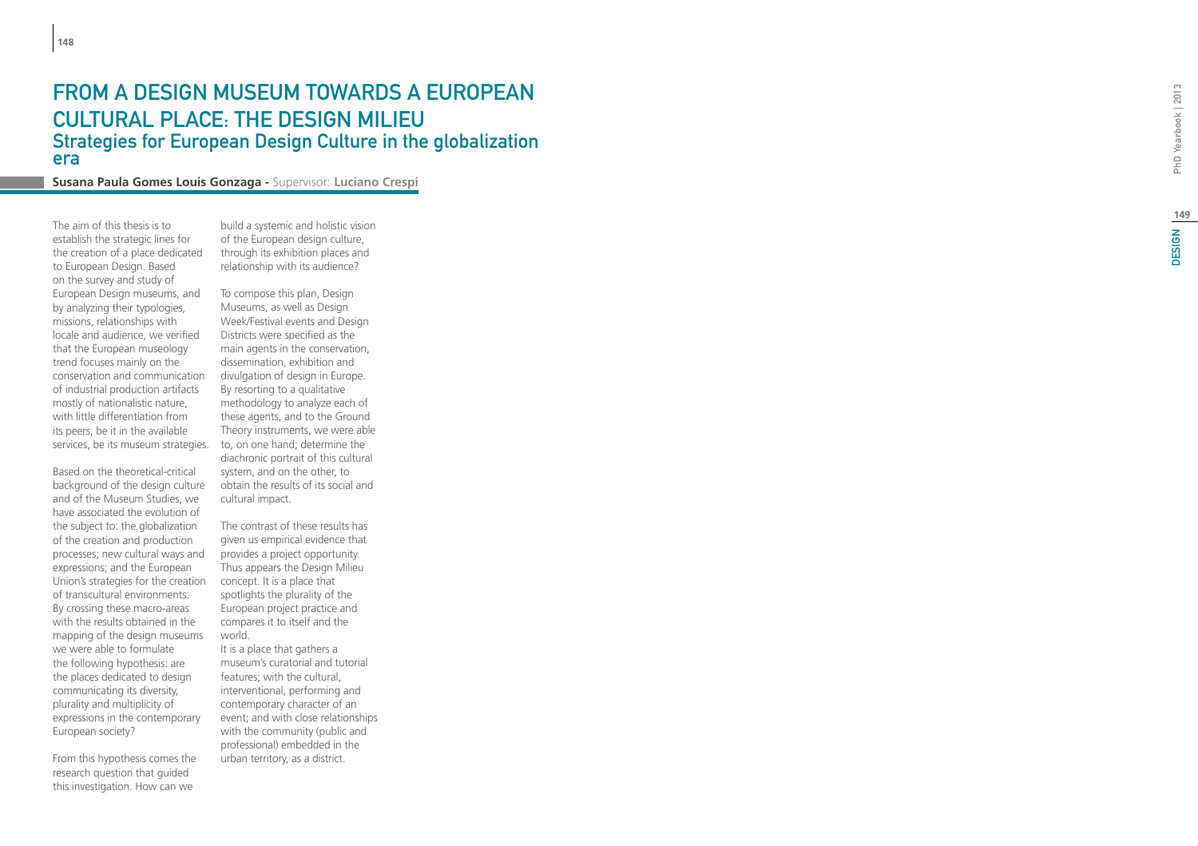# FROM A DESIGN MUSEUM TOWARDS A EUROPEAN CULTURAL PLACE: THE DESIGN MILIEU

## Strategies for European Design Culture in the globalization era

**Susana Paula Gomes Louis Gonzaga -** Supervisor: **Luciano Crespi**

The aim of this thesis is to establish the strategic lines for the creation of a place dedicated to European Design. Based on the survey and study of European Design museums, and by analyzing their typologies, missions, relationships with locale and audience, we verified that the European museology trend focuses mainly on the conservation and communication of industrial production artifacts mostly of nationalistic nature, with little differentiation from its peers, be it in the available services, be its museum strategies.

Based on the theoretical-critical background of the design culture and of the Museum Studies, we have associated the evolution of the subject to: the globalization of the creation and production processes; new cultural ways and expressions; and the European Union's strategies for the creation of transcultural environments. By crossing these macro-areas with the results obtained in the mapping of the design museums we were able to formulate the following hypothesis: are the places dedicated to design communicating its diversity, plurality and multiplicity of expressions in the contemporary European society?

From this hypothesis comes the research question that guided this investigation. How can we build a systemic and holistic vision of the European design culture, through its exhibition places and relationship with its audience?

To compose this plan, Design Museums, as well as Design Week/Festival events and Design Districts were specified as the main agents in the conservation, dissemination, exhibition and divulgation of design in Europe. By resorting to a qualitative methodology to analyze each of these agents, and to the Ground Theory instruments, we were able to, on one hand; determine the diachronic portrait of this cultural system, and on the other, to obtain the results of its social and cultural impact.

The contrast of these results has given us empirical evidence that provides a project opportunity. Thus appears the Design Milieu concept. It is a place that spotlights the plurality of the European project practice and compares it to itself and the world.

It is a place that gathers a museum's curatorial and tutorial features; with the cultural, interventional, performing and contemporary character of an event; and with close relationships with the community (public and professional) embedded in the urban territory, as a district.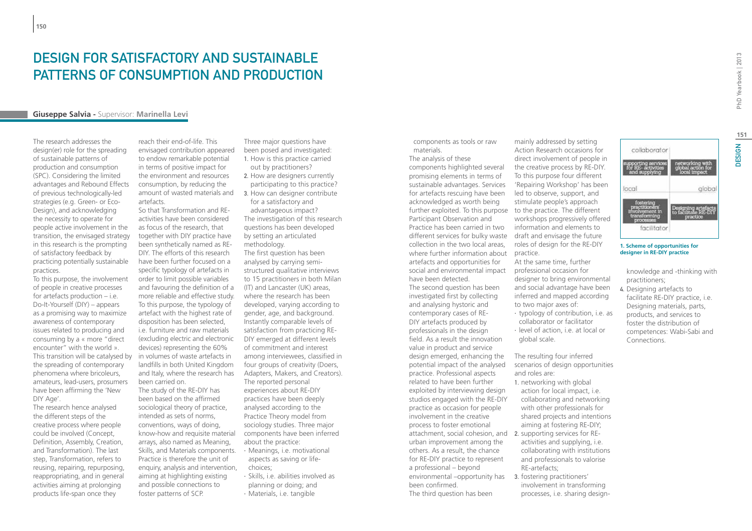# DESIGN FOR SATISFACTORY AND SUSTAINABLE PATTERNS OF CONSUMPTION AND PRODUCTION

**Giuseppe Salvia** - Supervisor: **Marinella Levi**

The research addresses the design(er) role for the spreading of sustainable patterns of production and consumption (SPC). Considering the limited advantages and Rebound Effects of previous technologically-led strategies (e.g. Green- or Eco-Design), and acknowledging the necessity to operate for people active involvement in the transition, the envisaged strategy in this research is the prompting of satisfactory feedback by practicing potentially sustainable practices.

To this purpose, the involvement of people in creative processes for artefacts production – i.e. Do-It-Yourself (DIY) – appears as a promising way to maximize awareness of contemporary issues related to producing and consuming by a « more "direct encounter" with the world ». This transition will be catalysed by the spreading of contemporary phenomena where bricoleurs, amateurs, lead-users, prosumers have been affirming the 'New DIY Age'.

The research hence analysed the different steps of the creative process where people could be involved (Concept, Definition, Assembly, Creation, and Transformation). The last step, Transformation, refers to reusing, repairing, repurposing, reappropriating, and in general activities aiming at prolonging products life-span once they reach their end-of-life. This envisaged contribution appeared to endow remarkable potential in terms of positive impact for the environment and resources consumption, by reducing the amount of wasted materials and artefacts.

So that Transformation and RE-activities have been considered as focus of the research, that together with DIY practice have been synthetically named as RE-DIY. The efforts of this research have been further focused on a specific typology of artefacts in order to limit possible variables and favouring the definition of a more reliable and effective study. To this purpose, the typology of artefact with the highest rate of disposition has been selected, i.e. furniture and raw materials (excluding electric and electronic devices) representing the 60% in volumes of waste artefacts in landfills in both United Kingdom and Italy, where the research has been carried on.

The study of the RE-DIY has been based on the affirmed sociological theory of practice, intended as sets of norms, conventions, ways of doing, know-how and requisite material arrays, also named as Meaning, Skills, and Materials components. Practice is therefore the unit of enquiry, analysis and intervention, aiming at highlighting existing and possible connections to foster patterns of SCP.

Three major questions have been posed and investigated:

1. How is this practice carried out by practitioners?
2. How are designers currently participating to this practice?
3. How can designer contribute for a satisfactory and advantageous impact?

The investigation of this research questions has been developed by setting an articulated methodology.

The first question has been analysed by carrying semi-structured qualitative interviews to 15 practitioners in both Milan (IT) and Lancaster (UK) areas, where the research has been developed, varying according to gender, age, and background. Instantly comparable levels of satisfaction from practicing RE-DIY emerged at different levels of commitment and interest among interviewees, classified in four groups of creativity (Doers, Adapters, Makers, and Creators). The reported personal experiences about RE-DIY practices have been deeply analysed according to the Practice Theory model from sociology studies. Three major components have been inferred about the practice:

- Meanings, i.e. motivational aspects as saving or life-choices;
- Skills, i.e. abilities involved as planning or doing; and
- Materials, i.e. tangible components as tools or raw materials.

The analysis of these components highlighted several promising elements in terms of sustainable advantages. Services for artefacts rescuing have been acknowledged as worth being further exploited. To this purpose Participant Observation and Practice has been carried in two different services for bulky waste collection in the two local areas, where further information about artefacts and opportunities for social and environmental impact have been detected.

The second question has been investigated first by collecting and analysing hystoric and contemporary cases of RE-DIY artefacts produced by professionals in the design field. As a result the innovation value in product and service design emerged, enhancing the potential impact of the analysed practice. Professional aspects related to have been further exploited by interviewing design studios engaged with the RE-DIY practice as occasion for people involvement in the creative process to foster emotional attachment, social cohesion, and urban improvement among the others. As a result, the chance for RE-DIY practice to represent a professional – beyond environmental –opportunity has been confirmed.

The third question has been mainly addressed by setting Action Research occasions for direct involvement of people in the creative process by RE-DIY. To this purpose four different 'Repairing Workshop' has been led to observe, support, and stimulate people's approach to the practice. The different workshops progressively offered information and elements to draft and envisage the future roles of design for the RE-DIY practice.

At the same time, further professional occasion for designer to bring environmental and social advantage have been inferred and mapped according to two major axes of:

- typology of contribution, i.e. as collaborator or facilitator
- level of action, i.e. at local or global scale.

The resulting four inferred scenarios of design opportunities and roles are:

1. networking with global action for local impact, i.e. collaborating and networking with other professionals for shared projects and intentions aiming at fostering RE-DIY;
2. supporting services for RE-activities and supplying, i.e. collaborating with institutions and professionals to valorise RE-artefacts;
3. fostering practitioners' involvement in transforming processes, i.e. sharing design-knowledge and -thinking with practitioners;
4. Designing artefacts to facilitate RE-DIY practice, i.e. Designing materials, parts, products, and services to foster the distribution of competences: Wabi-Sabi and Connections.

| collaborator | |
|---|---|
| supporting services for RE- activities and supplying | networking with global action for local impact |
| local | global |
| fostering practitioners' involvement in transforming processes | Designing artefacts to facilitate RE-DIY practice |
| facilitator | |

**1. Scheme of opportunities for designer in RE-DIY practice**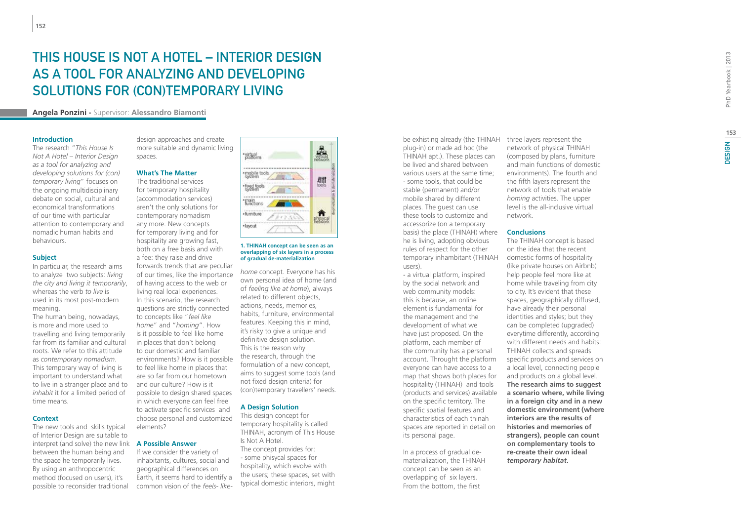# THIS HOUSE IS NOT A HOTEL – INTERIOR DESIGN AS A TOOL FOR ANALYZING AND DEVELOPING SOLUTIONS FOR (CON)TEMPORARY LIVING

**Angela Ponzini** - Supervisor: **Alessandro Biamonti**

### Introduction

The research "*This House Is Not A Hotel – Interior Design as a tool for analyzing and developing solutions for (con) temporary living*" focuses on the ongoing multidisciplinary debate on social, cultural and economical transformations of our time with particular attention to contemporary and nomadic human habits and behaviours.

### Subject

In particular, the research aims to analyze two subjects: *living the city and living it temporarily*, whereas the verb *to live* is used in its most post-modern meaning.

The human being, nowadays, is more and more used to travelling and living temporarily far from its familiar and cultural roots. We refer to this attitude as *contemporary nomadism*. This temporary way of living is important to understand what to live in a stranger place and to *inhabit* it for a limited period of time means.

### Context

The new tools and skills typical of Interior Design are suitable to interpret (and solve) the new link between the human being and the space he temporarily lives. By using an anthropocentric method (focused on users), it's possible to reconsider traditional design approaches and create more suitable and dynamic living spaces.

### What's The Matter

The traditional services for temporary hospitality (accommodation services) aren't the only solutions for contemporary nomadism any more. New concepts for temporary living and for hospitality are growing fast, both on a free basis and with a fee: they raise and drive forwards trends that are peculiar of our times, like the importance of having access to the web or living real local experiences. In this scenario, the research questions are strictly connected to concepts like "*feel like home*" and "*homing*". How is it possible to feel like home in places that don't belong to our domestic and familiar environments? How is it possible to feel like home in places that are so far from our hometown and our culture? How is it possible to design shared spaces in which everyone can feel free to activate specific services and choose personal and customized elements?

### A Possible Answer

If we consider the variety of inhabitants, cultures, social and geographical differences on Earth, it seems hard to identify a common vision of the *feels- like-home* concept. Everyone has his own personal idea of home (and of *feeling like at home*), always related to different objects, actions, needs, memories, habits, furniture, environmental features. Keeping this in mind, it's risky to give a unique and definitive design solution. This is the reason why the research, through the formulation of a new concept, aims to suggest some tools (and not fixed design criteria) for (con)temporary travellers' needs.

**1. THINAH concept can be seen as an overlapping of six layers in a process of gradual de-materialization**

### A Design Solution

This design concept for temporary hospitality is called THINAH, acronym of This House Is Not A Hotel.

The concept provides for:

- some phisycal spaces for hospitality, which evolve with the users; these spaces, set with typical domestic interiors, might be exhisting already (the THINAH plug-in) or made ad hoc (the THINAH apt.). These places can be lived and shared between various users at the same time;
- some tools, that could be stable (permanent) and/or mobile shared by different places. The guest can use these tools to customize and accessorize (on a temporary basis) the place (THINAH) where he is living, adopting obvious rules of respect for the other temporary inhabitant (THINAH users).
- a virtual platform, inspired by the social network and web community models: this is because, an online element is fundamental for the management and the development of what we have just proposed. On the platform, each member of the community has a personal account. Throught the platform everyone can have access to a map that shows both places for hospitality (THINAH) and tools (products and services) available on the specific territory. The specific spatial features and characteristics of each thinah spaces are reported in detail on its personal page.

In a process of gradual de-materialization, the THINAH concept can be seen as an overlapping of six layers. From the bottom, the first three layers represent the network of physical THINAH (composed by plans, furniture and main functions of domestic environments). The fourth and the fifth layers represent the network of tools that enable *homing* activities. The upper level is the all-inclusive virtual network.

### Conclusions

The THINAH concept is based on the idea that the recent domestic forms of hospitality (like private houses on Airbnb) help people feel more like at home while traveling from city to city. It's evident that these spaces, geographically diffused, have already their personal identities and styles; but they can be completed (upgraded) everytime differently, according with different needs and habits: THINAH collects and spreads specific products and services on a local level, connecting people and products on a global level. **The research aims to suggest a scenario where, while living in a foreign city and in a new domestic environment (where interiors are the results of histories and memories of strangers), people can count on complementary tools to re-create their own ideal *temporary habitat*.**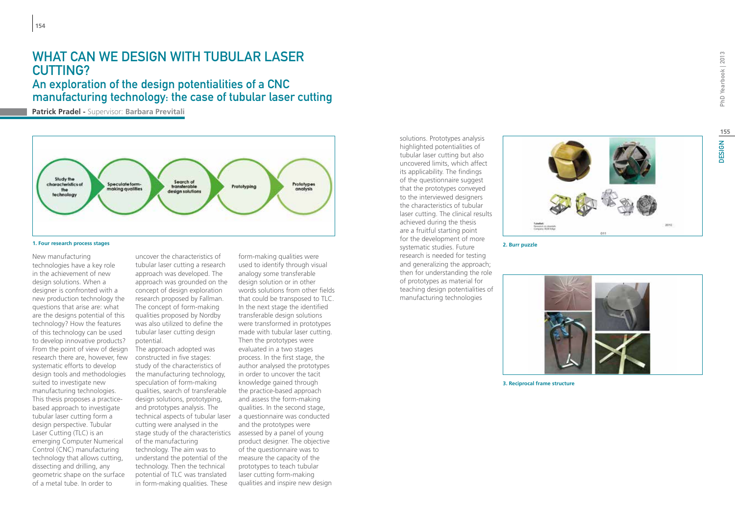# WHAT CAN WE DESIGN WITH TUBULAR LASER CUTTING?

## An exploration of the design potentialities of a CNC manufacturing technology: the case of tubular laser cutting

**Patrick Pradel** - Supervisor: **Barbara Previtali**

Study the characteristics of the technology

Speculate form-making qualities

Search of transferable design solutions

Prototyping

Prototypes analysis

**1. Four research process stages**

New manufacturing technologies have a key role in the achievement of new design solutions. When a designer is confronted with a new production technology the questions that arise are: what are the designs potential of this technology? How the features of this technology can be used to develop innovative products? From the point of view of design research there are, however, few systematic efforts to develop design tools and methodologies suited to investigate new manufacturing technologies. This thesis proposes a practice-based approach to investigate tubular laser cutting form a design perspective. Tubular Laser Cutting (TLC) is an emerging Computer Numerical Control (CNC) manufacturing technology that allows cutting, dissecting and drilling, any geometric shape on the surface of a metal tube. In order to uncover the characteristics of tubular laser cutting a research approach was developed. The approach was grounded on the concept of design exploration research proposed by Fallman. The concept of form-making qualities proposed by Nordby was also utilized to define the tubular laser cutting design potential.

The approach adopted was constructed in five stages: study of the characteristics of the manufacturing technology, speculation of form-making qualities, search of transferable design solutions, prototyping, and prototypes analysis. The technical aspects of tubular laser cutting were analysed in the stage study of the characteristics of the manufacturing technology. The aim was to understand the potential of the technology. Then the technical potential of TLC was translated in form-making qualities. These form-making qualities were used to identify through visual analogy some transferable design solution or in other words solutions from other fields that could be transposed to TLC. In the next stage the identified transferable design solutions were transformed in prototypes made with tubular laser cutting. Then the prototypes were evaluated in a two stages process. In the first stage, the author analysed the prototypes in order to uncover the tacit knowledge gained through the practice-based approach and assess the form-making qualities. In the second stage, a questionnaire was conducted and the prototypes were assessed by a panel of young product designer. The objective of the questionnaire was to measure the capacity of the prototypes to teach tubular laser cutting form-making qualities and inspire new design solutions. Prototypes analysis highlighted potentialities of tubular laser cutting but also uncovered limits, which affect its applicability. The findings of the questionnaire suggest that the prototypes conveyed to the interviewed designers the characteristics of tubular laser cutting. The clinical results achieved during the thesis are a fruitful starting point for the development of more systematic studies. Future research is needed for testing and generalizing the approach; then for understanding the role of prototypes as material for teaching design potentialities of manufacturing technologies

**2. Burr puzzle**

**3. Reciprocal frame structure**